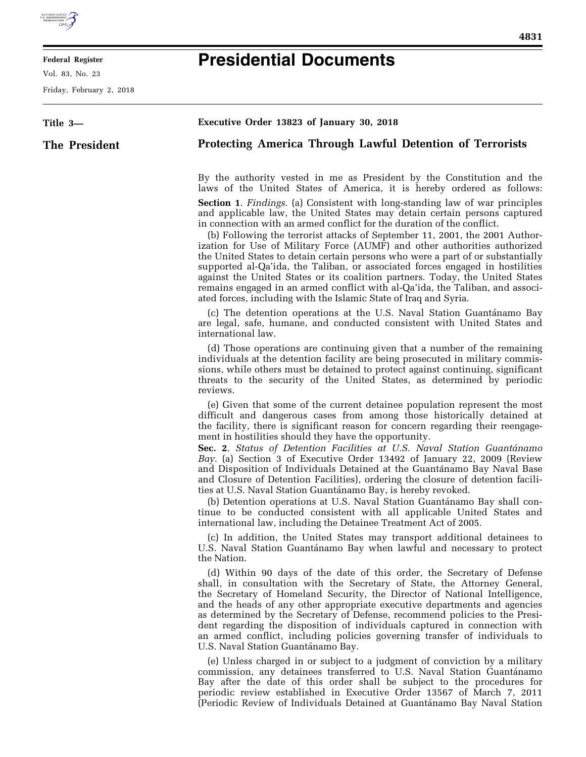**Federal Register**

Vol. 83, No. 23

Friday, February 2, 2018

# Presidential Documents

**Title 3—**

**The President**

## Executive Order 13823 of January 30, 2018

## Protecting America Through Lawful Detention of Terrorists

By the authority vested in me as President by the Constitution and the laws of the United States of America, it is hereby ordered as follows:

**Section 1**. *Findings.* (a) Consistent with long-standing law of war principles and applicable law, the United States may detain certain persons captured in connection with an armed conflict for the duration of the conflict.

(b) Following the terrorist attacks of September 11, 2001, the 2001 Authorization for Use of Military Force (AUMF) and other authorities authorized the United States to detain certain persons who were a part of or substantially supported al-Qa'ida, the Taliban, or associated forces engaged in hostilities against the United States or its coalition partners. Today, the United States remains engaged in an armed conflict with al-Qa'ida, the Taliban, and associated forces, including with the Islamic State of Iraq and Syria.

(c) The detention operations at the U.S. Naval Station Guantánamo Bay are legal, safe, humane, and conducted consistent with United States and international law.

(d) Those operations are continuing given that a number of the remaining individuals at the detention facility are being prosecuted in military commissions, while others must be detained to protect against continuing, significant threats to the security of the United States, as determined by periodic reviews.

(e) Given that some of the current detainee population represent the most difficult and dangerous cases from among those historically detained at the facility, there is significant reason for concern regarding their reengagement in hostilities should they have the opportunity.

**Sec. 2**. *Status of Detention Facilities at U.S. Naval Station Guantánamo Bay.* (a) Section 3 of Executive Order 13492 of January 22, 2009 (Review and Disposition of Individuals Detained at the Guantánamo Bay Naval Base and Closure of Detention Facilities), ordering the closure of detention facilities at U.S. Naval Station Guantánamo Bay, is hereby revoked.

(b) Detention operations at U.S. Naval Station Guantánamo Bay shall continue to be conducted consistent with all applicable United States and international law, including the Detainee Treatment Act of 2005.

(c) In addition, the United States may transport additional detainees to U.S. Naval Station Guantánamo Bay when lawful and necessary to protect the Nation.

(d) Within 90 days of the date of this order, the Secretary of Defense shall, in consultation with the Secretary of State, the Attorney General, the Secretary of Homeland Security, the Director of National Intelligence, and the heads of any other appropriate executive departments and agencies as determined by the Secretary of Defense, recommend policies to the President regarding the disposition of individuals captured in connection with an armed conflict, including policies governing transfer of individuals to U.S. Naval Station Guantánamo Bay.

(e) Unless charged in or subject to a judgment of conviction by a military commission, any detainees transferred to U.S. Naval Station Guantánamo Bay after the date of this order shall be subject to the procedures for periodic review established in Executive Order 13567 of March 7, 2011 (Periodic Review of Individuals Detained at Guantánamo Bay Naval Station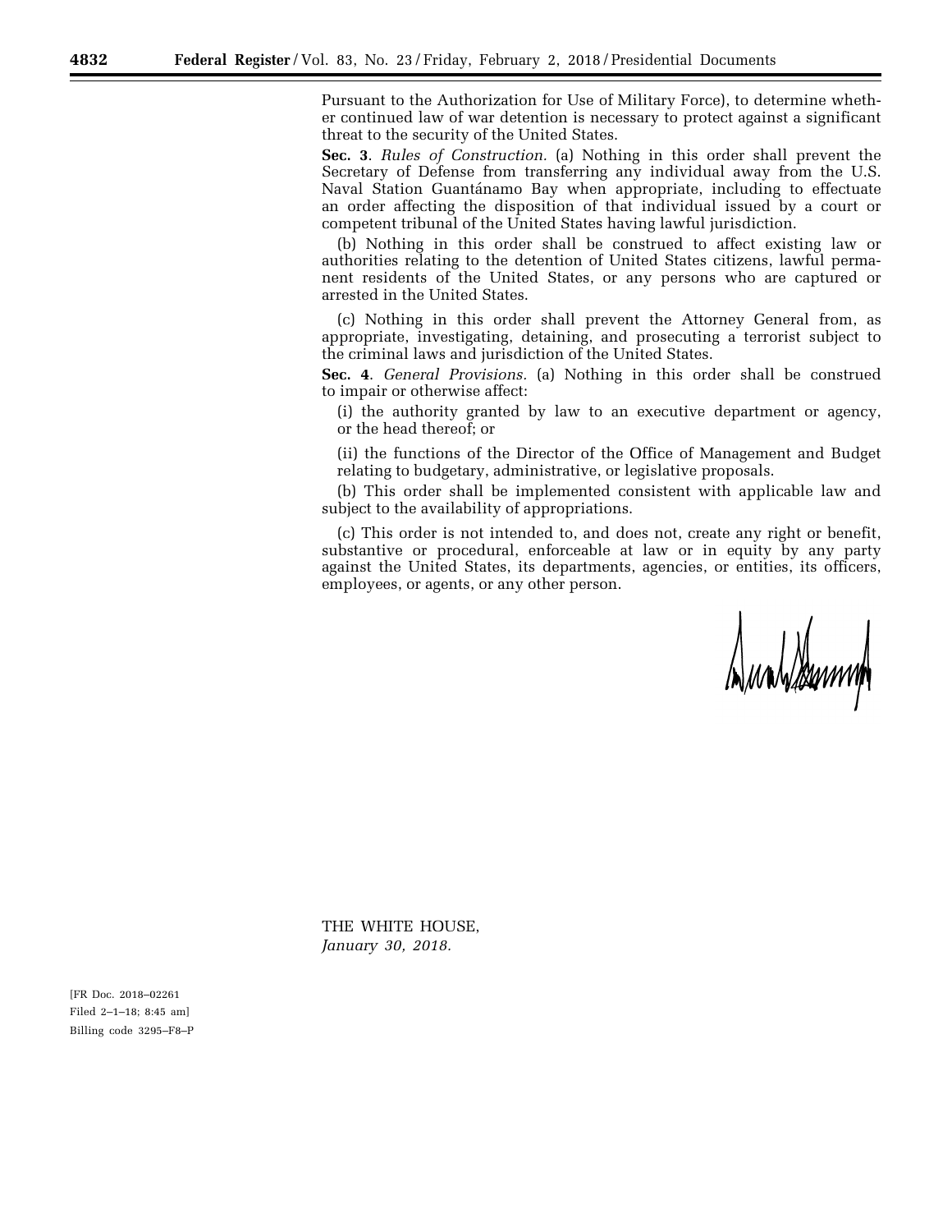Pursuant to the Authorization for Use of Military Force), to determine whether continued law of war detention is necessary to protect against a significant threat to the security of the United States.

**Sec. 3**. *Rules of Construction.* (a) Nothing in this order shall prevent the Secretary of Defense from transferring any individual away from the U.S. Naval Station Guantánamo Bay when appropriate, including to effectuate an order affecting the disposition of that individual issued by a court or competent tribunal of the United States having lawful jurisdiction.

(b) Nothing in this order shall be construed to affect existing law or authorities relating to the detention of United States citizens, lawful permanent residents of the United States, or any persons who are captured or arrested in the United States.

(c) Nothing in this order shall prevent the Attorney General from, as appropriate, investigating, detaining, and prosecuting a terrorist subject to the criminal laws and jurisdiction of the United States.

**Sec. 4**. *General Provisions.* (a) Nothing in this order shall be construed to impair or otherwise affect:

(i) the authority granted by law to an executive department or agency, or the head thereof; or

(ii) the functions of the Director of the Office of Management and Budget relating to budgetary, administrative, or legislative proposals.

(b) This order shall be implemented consistent with applicable law and subject to the availability of appropriations.

(c) This order is not intended to, and does not, create any right or benefit, substantive or procedural, enforceable at law or in equity by any party against the United States, its departments, agencies, or entities, its officers, employees, or agents, or any other person.

THE WHITE HOUSE,
*January 30, 2018.*

[FR Doc. 2018–02261
Filed 2–1–18; 8:45 am]
Billing code 3295–F8–P